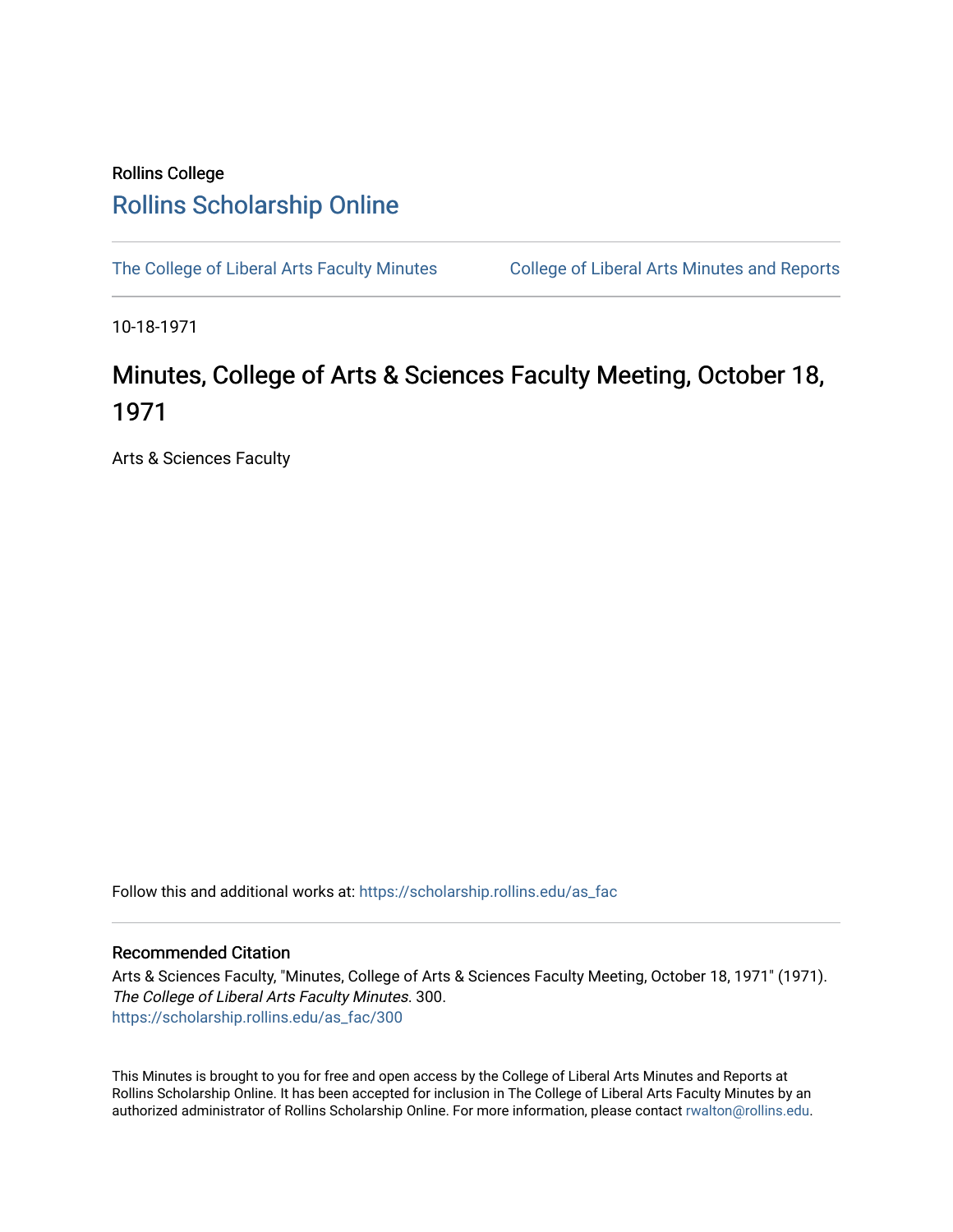Rollins College

# Rollins Scholarship Online

The College of Liberal Arts Faculty Minutes | College of Liberal Arts Minutes and Reports

10-18-1971

# Minutes, College of Arts & Sciences Faculty Meeting, October 18, 1971

Arts & Sciences Faculty

Follow this and additional works at: https://scholarship.rollins.edu/as_fac

## Recommended Citation

Arts & Sciences Faculty, "Minutes, College of Arts & Sciences Faculty Meeting, October 18, 1971" (1971). *The College of Liberal Arts Faculty Minutes*. 300.
https://scholarship.rollins.edu/as_fac/300

This Minutes is brought to you for free and open access by the College of Liberal Arts Minutes and Reports at Rollins Scholarship Online. It has been accepted for inclusion in The College of Liberal Arts Faculty Minutes by an authorized administrator of Rollins Scholarship Online. For more information, please contact rwalton@rollins.edu.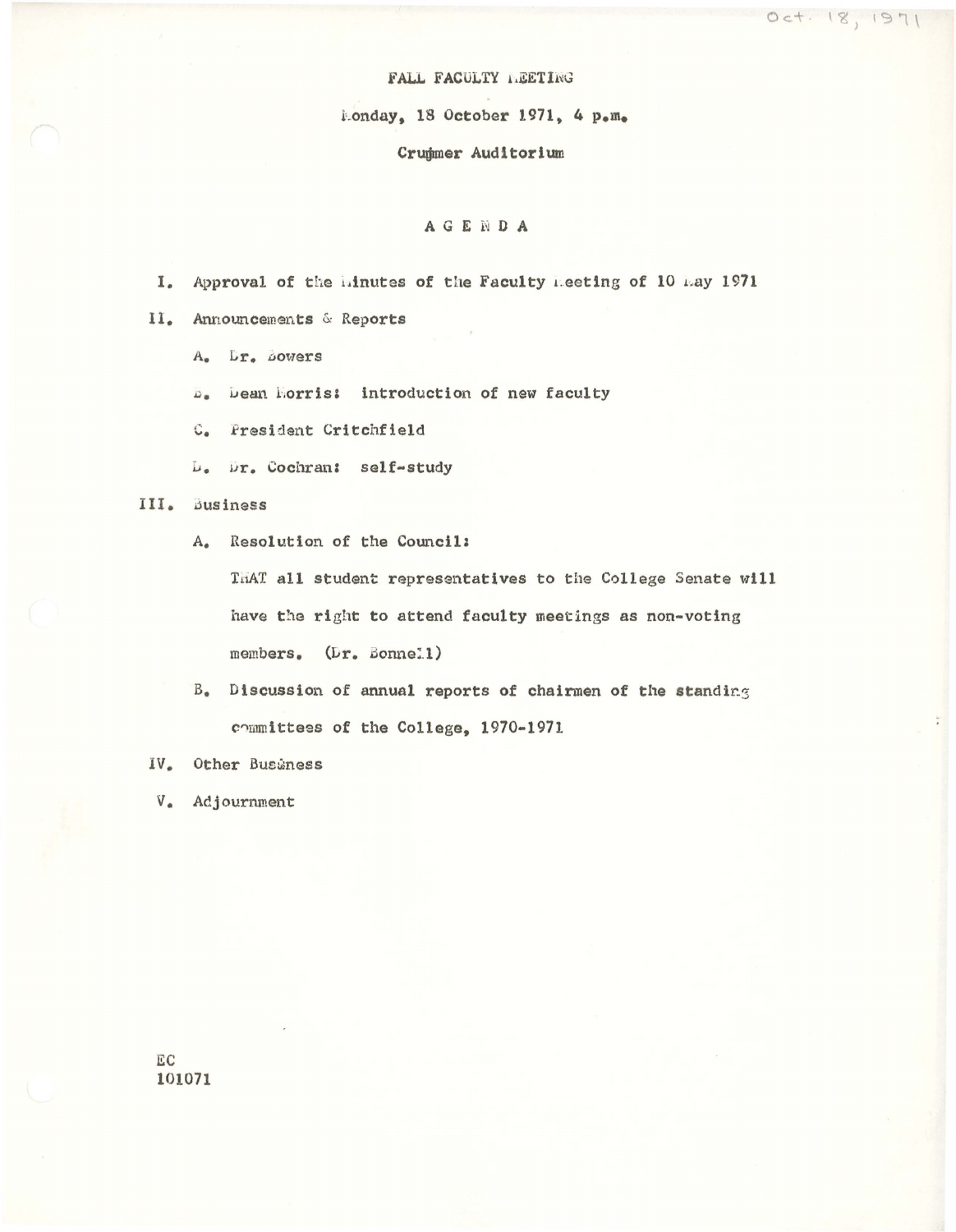Oct. 18, 1971

# FALL FACULTY MEETING

Monday, 18 October 1971, 4 p.m.

Crummer Auditorium

## AGENDA

I. Approval of the Minutes of the Faculty Meeting of 10 May 1971

II. Announcements & Reports

   A. Dr. Bowers

   B. Dean Morris: introduction of new faculty

   C. President Critchfield

   D. Dr. Cochran: self-study

III. Business

   A. Resolution of the Council:

   THAT all student representatives to the College Senate will have the right to attend faculty meetings as non-voting members. (Dr. Bonnell)

   B. Discussion of annual reports of chairmen of the standing committees of the College, 1970-1971

IV. Other Business

V. Adjournment

EC
101071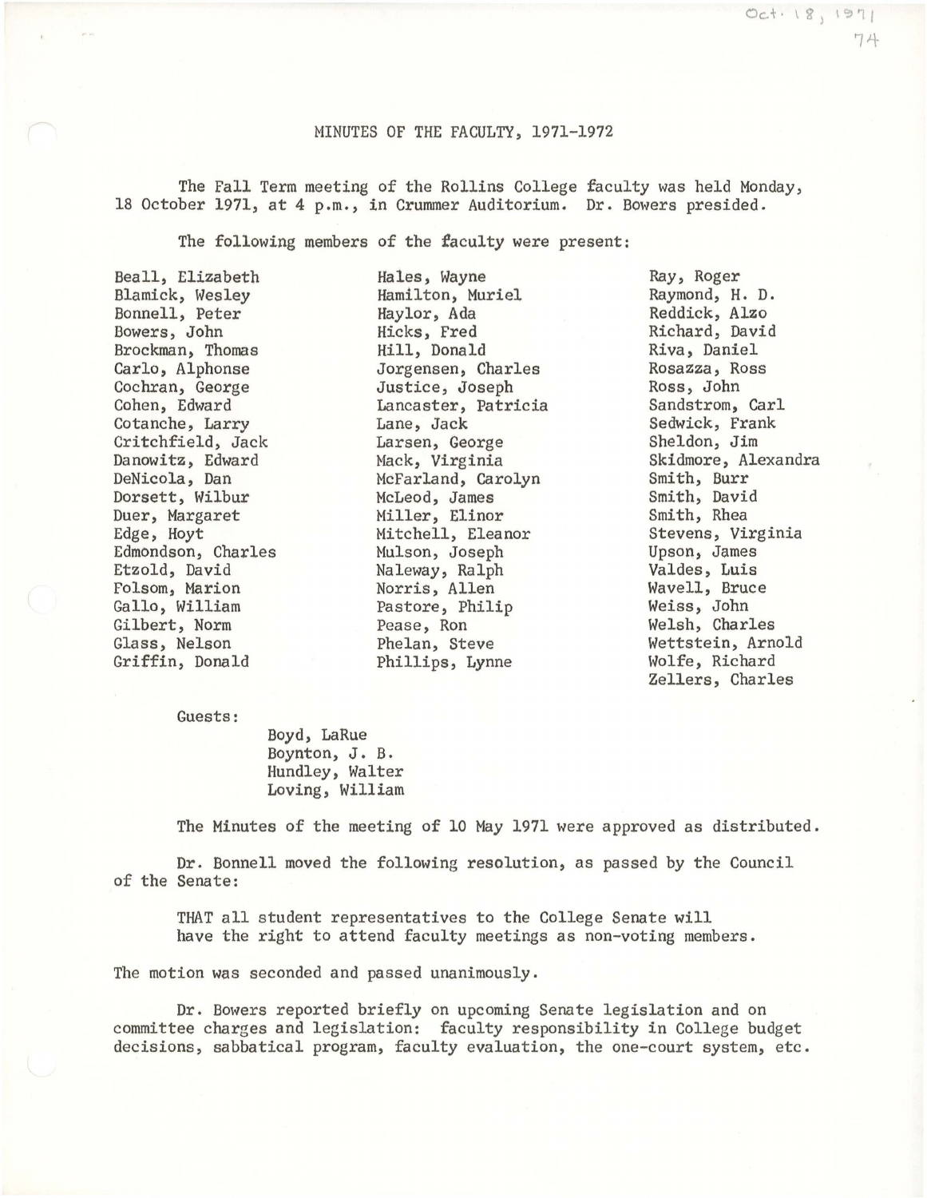Oct. 18, 1971

# MINUTES OF THE FACULTY, 1971-1972

The Fall Term meeting of the Rollins College faculty was held Monday, 18 October 1971, at 4 p.m., in Crummer Auditorium. Dr. Bowers presided.

The following members of the faculty were present:

Beall, Elizabeth
Blamick, Wesley
Bonnell, Peter
Bowers, John
Brockman, Thomas
Carlo, Alphonse
Cochran, George
Cohen, Edward
Cotanche, Larry
Critchfield, Jack
Danowitz, Edward
DeNicola, Dan
Dorsett, Wilbur
Duer, Margaret
Edge, Hoyt
Edmondson, Charles
Etzold, David
Folsom, Marion
Gallo, William
Gilbert, Norm
Glass, Nelson
Griffin, Donald
Hales, Wayne
Hamilton, Muriel
Haylor, Ada
Hicks, Fred
Hill, Donald
Jorgensen, Charles
Justice, Joseph
Lancaster, Patricia
Lane, Jack
Larsen, George
Mack, Virginia
McFarland, Carolyn
McLeod, James
Miller, Elinor
Mitchell, Eleanor
Mulson, Joseph
Naleway, Ralph
Norris, Allen
Pastore, Philip
Pease, Ron
Phelan, Steve
Phillips, Lynne
Ray, Roger
Raymond, H. D.
Reddick, Alzo
Richard, David
Riva, Daniel
Rosazza, Ross
Ross, John
Sandstrom, Carl
Sedwick, Frank
Sheldon, Jim
Skidmore, Alexandra
Smith, Burr
Smith, David
Smith, Rhea
Stevens, Virginia
Upson, James
Valdes, Luis
Wavell, Bruce
Weiss, John
Welsh, Charles
Wettstein, Arnold
Wolfe, Richard
Zellers, Charles

Guests:

Boyd, LaRue
Boynton, J. B.
Hundley, Walter
Loving, William

The Minutes of the meeting of 10 May 1971 were approved as distributed.

Dr. Bonnell moved the following resolution, as passed by the Council of the Senate:

> THAT all student representatives to the College Senate will have the right to attend faculty meetings as non-voting members.

The motion was seconded and passed unanimously.

Dr. Bowers reported briefly on upcoming Senate legislation and on committee charges and legislation: faculty responsibility in College budget decisions, sabbatical program, faculty evaluation, the one-court system, etc.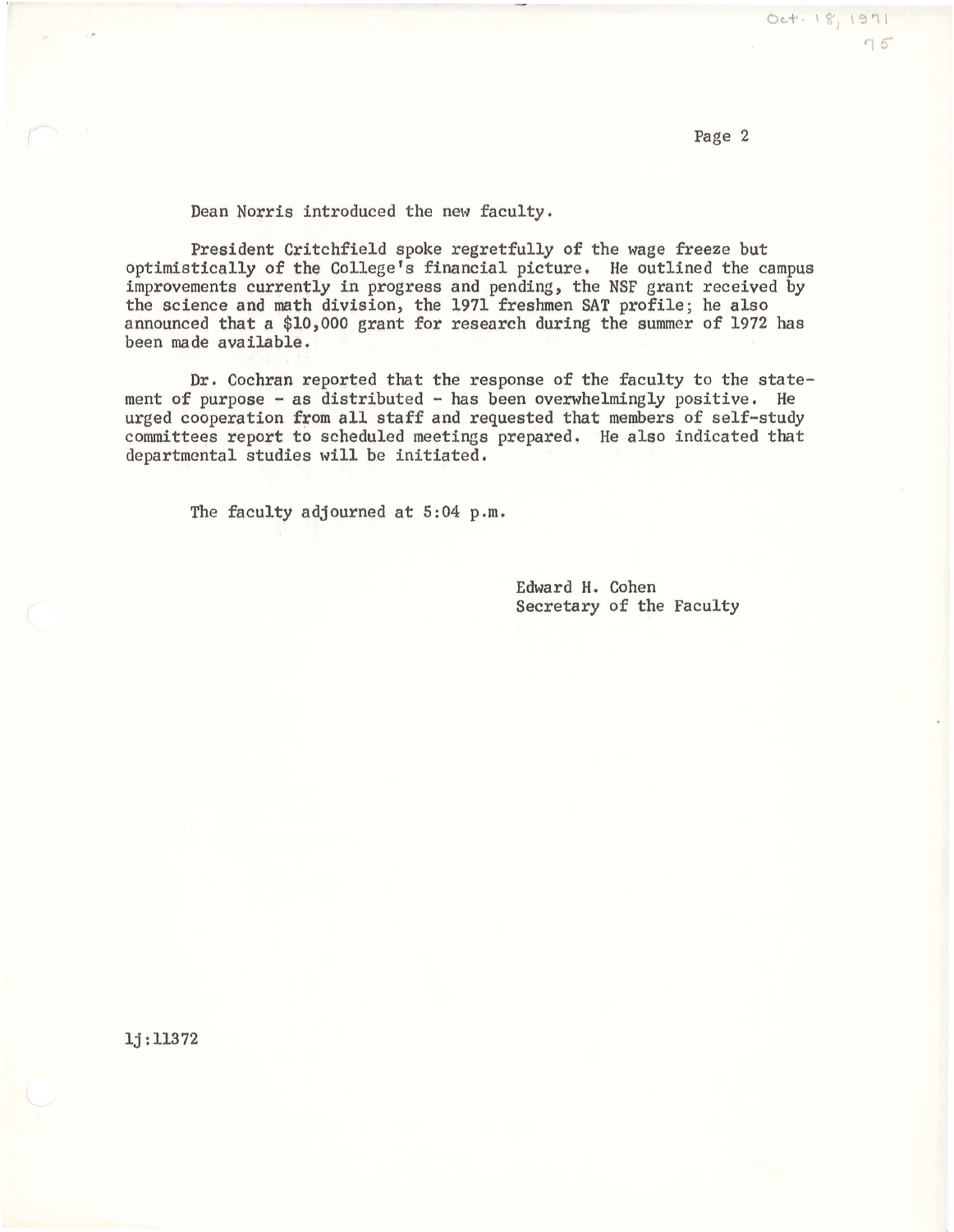Oct. 18, 1971

Dean Norris introduced the new faculty.

President Critchfield spoke regretfully of the wage freeze but optimistically of the College's financial picture. He outlined the campus improvements currently in progress and pending, the NSF grant received by the science and math division, the 1971 freshmen SAT profile; he also announced that a $10,000 grant for research during the summer of 1972 has been made available.

Dr. Cochran reported that the response of the faculty to the statement of purpose - as distributed - has been overwhelmingly positive. He urged cooperation from all staff and requested that members of self-study committees report to scheduled meetings prepared. He also indicated that departmental studies will be initiated.

The faculty adjourned at 5:04 p.m.

Edward H. Cohen
Secretary of the Faculty

lj:11372